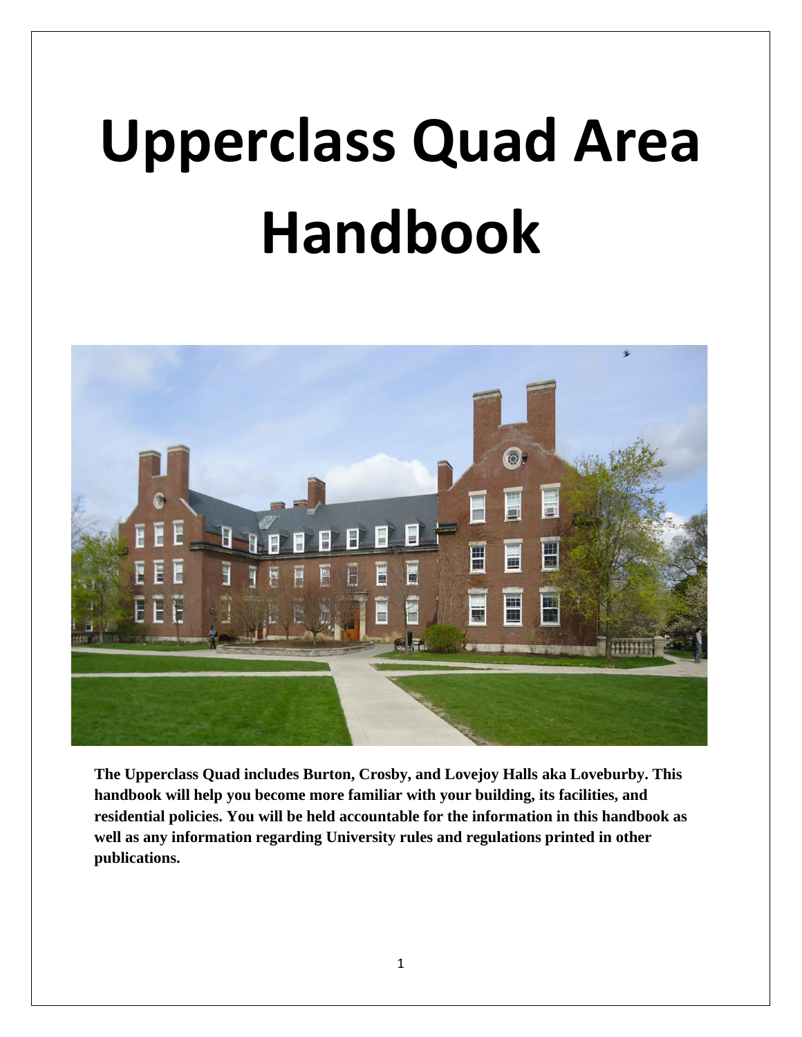# Upperclass Quad Area Handbook

**The Upperclass Quad includes Burton, Crosby, and Lovejoy Halls aka Loveburby. This handbook will help you become more familiar with your building, its facilities, and residential policies. You will be held accountable for the information in this handbook as well as any information regarding University rules and regulations printed in other publications.**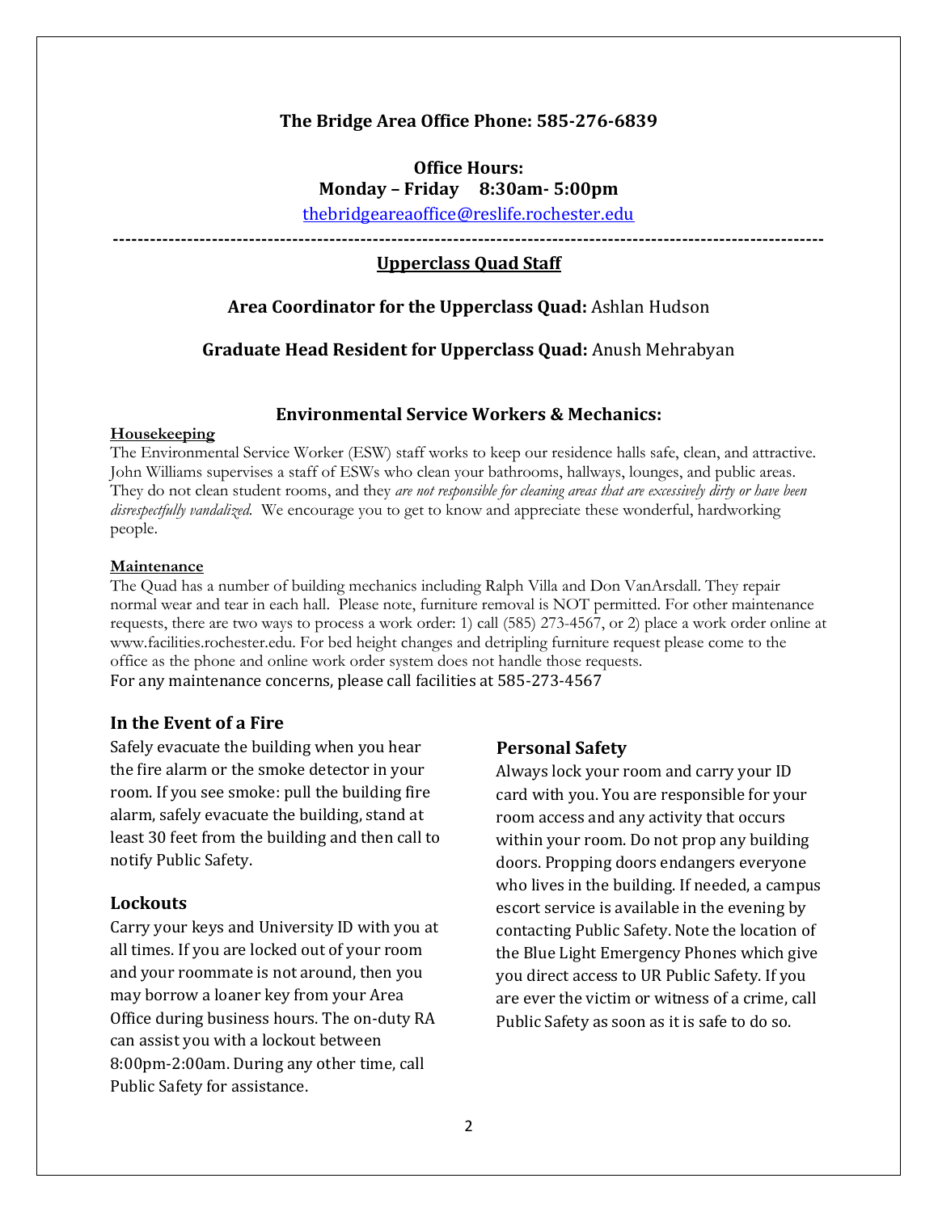**The Bridge Area Office Phone: 585-276-6839**

**Office Hours:**
**Monday – Friday 8:30am- 5:00pm**

thebridgeareaoffice@reslife.rochester.edu

---

## Upperclass Quad Staff

**Area Coordinator for the Upperclass Quad:** Ashlan Hudson

**Graduate Head Resident for Upperclass Quad:** Anush Mehrabyan

### Environmental Service Workers & Mechanics:

**Housekeeping**

The Environmental Service Worker (ESW) staff works to keep our residence halls safe, clean, and attractive. John Williams supervises a staff of ESWs who clean your bathrooms, hallways, lounges, and public areas. They do not clean student rooms, and they *are not responsible for cleaning areas that are excessively dirty or have been disrespectfully vandalized.* We encourage you to get to know and appreciate these wonderful, hardworking people.

**Maintenance**

The Quad has a number of building mechanics including Ralph Villa and Don VanArsdall. They repair normal wear and tear in each hall. Please note, furniture removal is NOT permitted. For other maintenance requests, there are two ways to process a work order: 1) call (585) 273-4567, or 2) place a work order online at www.facilities.rochester.edu. For bed height changes and detripling furniture request please come to the office as the phone and online work order system does not handle those requests.

For any maintenance concerns, please call facilities at 585-273-4567

### In the Event of a Fire

Safely evacuate the building when you hear the fire alarm or the smoke detector in your room. If you see smoke: pull the building fire alarm, safely evacuate the building, stand at least 30 feet from the building and then call to notify Public Safety.

### Lockouts

Carry your keys and University ID with you at all times. If you are locked out of your room and your roommate is not around, then you may borrow a loaner key from your Area Office during business hours. The on-duty RA can assist you with a lockout between 8:00pm-2:00am. During any other time, call Public Safety for assistance.

### Personal Safety

Always lock your room and carry your ID card with you. You are responsible for your room access and any activity that occurs within your room. Do not prop any building doors. Propping doors endangers everyone who lives in the building. If needed, a campus escort service is available in the evening by contacting Public Safety. Note the location of the Blue Light Emergency Phones which give you direct access to UR Public Safety. If you are ever the victim or witness of a crime, call Public Safety as soon as it is safe to do so.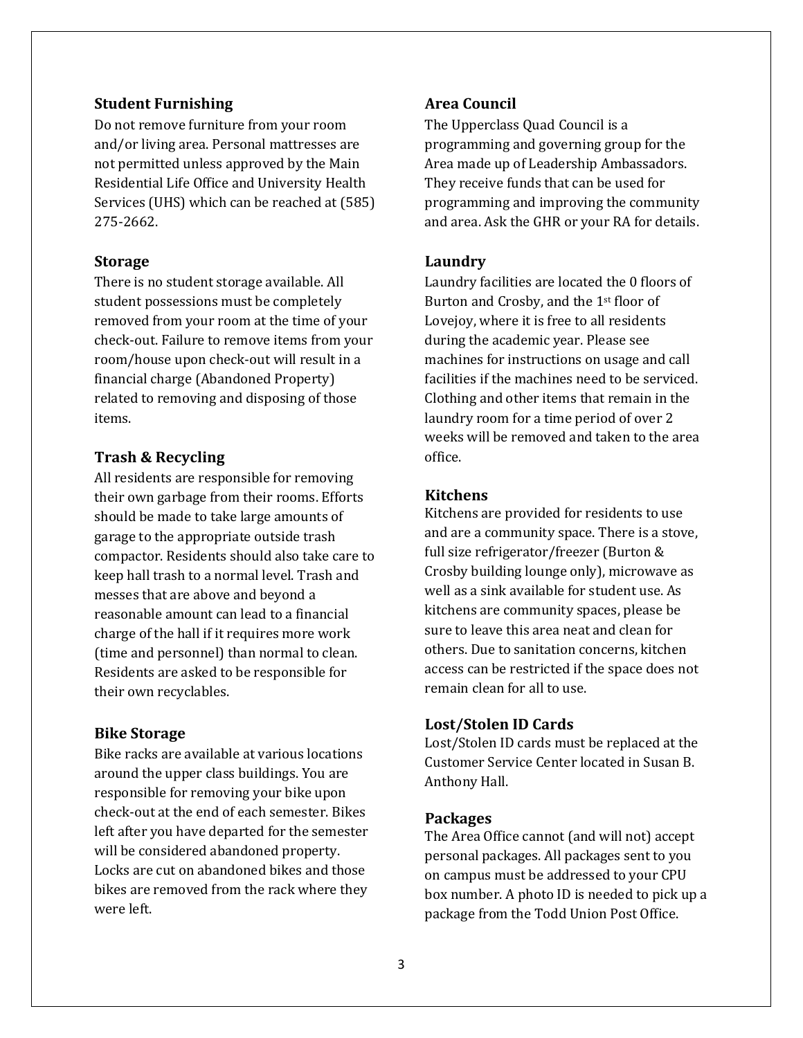### Student Furnishing

Do not remove furniture from your room and/or living area. Personal mattresses are not permitted unless approved by the Main Residential Life Office and University Health Services (UHS) which can be reached at (585) 275-2662.

### Storage

There is no student storage available. All student possessions must be completely removed from your room at the time of your check-out. Failure to remove items from your room/house upon check-out will result in a financial charge (Abandoned Property) related to removing and disposing of those items.

### Trash & Recycling

All residents are responsible for removing their own garbage from their rooms. Efforts should be made to take large amounts of garage to the appropriate outside trash compactor. Residents should also take care to keep hall trash to a normal level. Trash and messes that are above and beyond a reasonable amount can lead to a financial charge of the hall if it requires more work (time and personnel) than normal to clean. Residents are asked to be responsible for their own recyclables.

### Bike Storage

Bike racks are available at various locations around the upper class buildings. You are responsible for removing your bike upon check-out at the end of each semester. Bikes left after you have departed for the semester will be considered abandoned property. Locks are cut on abandoned bikes and those bikes are removed from the rack where they were left.

### Area Council

The Upperclass Quad Council is a programming and governing group for the Area made up of Leadership Ambassadors. They receive funds that can be used for programming and improving the community and area. Ask the GHR or your RA for details.

### Laundry

Laundry facilities are located the 0 floors of Burton and Crosby, and the 1st floor of Lovejoy, where it is free to all residents during the academic year. Please see machines for instructions on usage and call facilities if the machines need to be serviced. Clothing and other items that remain in the laundry room for a time period of over 2 weeks will be removed and taken to the area office.

### Kitchens

Kitchens are provided for residents to use and are a community space. There is a stove, full size refrigerator/freezer (Burton & Crosby building lounge only), microwave as well as a sink available for student use. As kitchens are community spaces, please be sure to leave this area neat and clean for others. Due to sanitation concerns, kitchen access can be restricted if the space does not remain clean for all to use.

### Lost/Stolen ID Cards

Lost/Stolen ID cards must be replaced at the Customer Service Center located in Susan B. Anthony Hall.

### Packages

The Area Office cannot (and will not) accept personal packages. All packages sent to you on campus must be addressed to your CPU box number. A photo ID is needed to pick up a package from the Todd Union Post Office.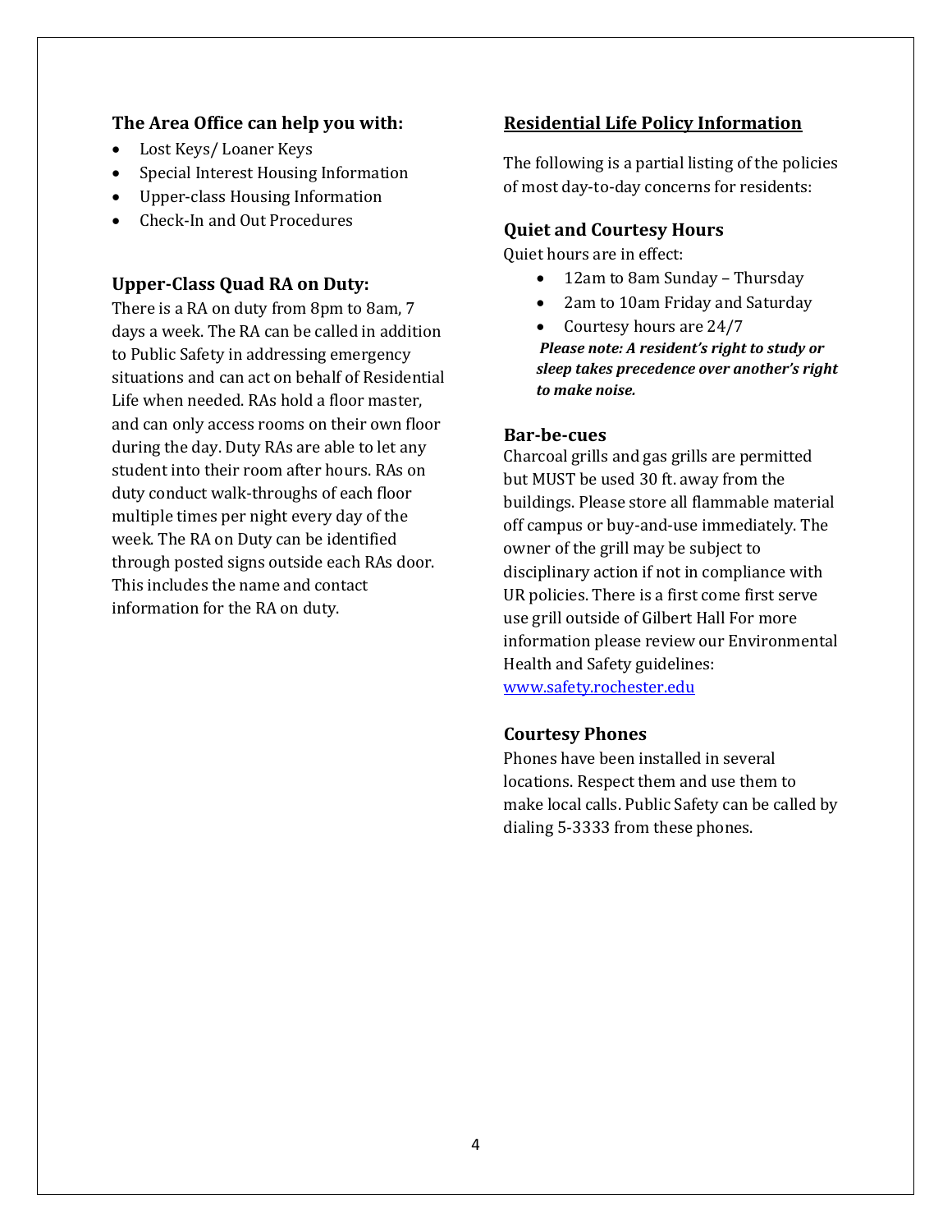### The Area Office can help you with:

- Lost Keys/ Loaner Keys
- Special Interest Housing Information
- Upper-class Housing Information
- Check-In and Out Procedures

### Upper-Class Quad RA on Duty:

There is a RA on duty from 8pm to 8am, 7 days a week. The RA can be called in addition to Public Safety in addressing emergency situations and can act on behalf of Residential Life when needed. RAs hold a floor master, and can only access rooms on their own floor during the day. Duty RAs are able to let any student into their room after hours. RAs on duty conduct walk-throughs of each floor multiple times per night every day of the week. The RA on Duty can be identified through posted signs outside each RAs door. This includes the name and contact information for the RA on duty.

## Residential Life Policy Information

The following is a partial listing of the policies of most day-to-day concerns for residents:

### Quiet and Courtesy Hours

Quiet hours are in effect:

- 12am to 8am Sunday – Thursday
- 2am to 10am Friday and Saturday
- Courtesy hours are 24/7

***Please note: A resident's right to study or sleep takes precedence over another's right to make noise.***

### Bar-be-cues

Charcoal grills and gas grills are permitted but MUST be used 30 ft. away from the buildings. Please store all flammable material off campus or buy-and-use immediately. The owner of the grill may be subject to disciplinary action if not in compliance with UR policies. There is a first come first serve use grill outside of Gilbert Hall For more information please review our Environmental Health and Safety guidelines: [www.safety.rochester.edu](http://www.safety.rochester.edu)

### Courtesy Phones

Phones have been installed in several locations. Respect them and use them to make local calls. Public Safety can be called by dialing 5-3333 from these phones.